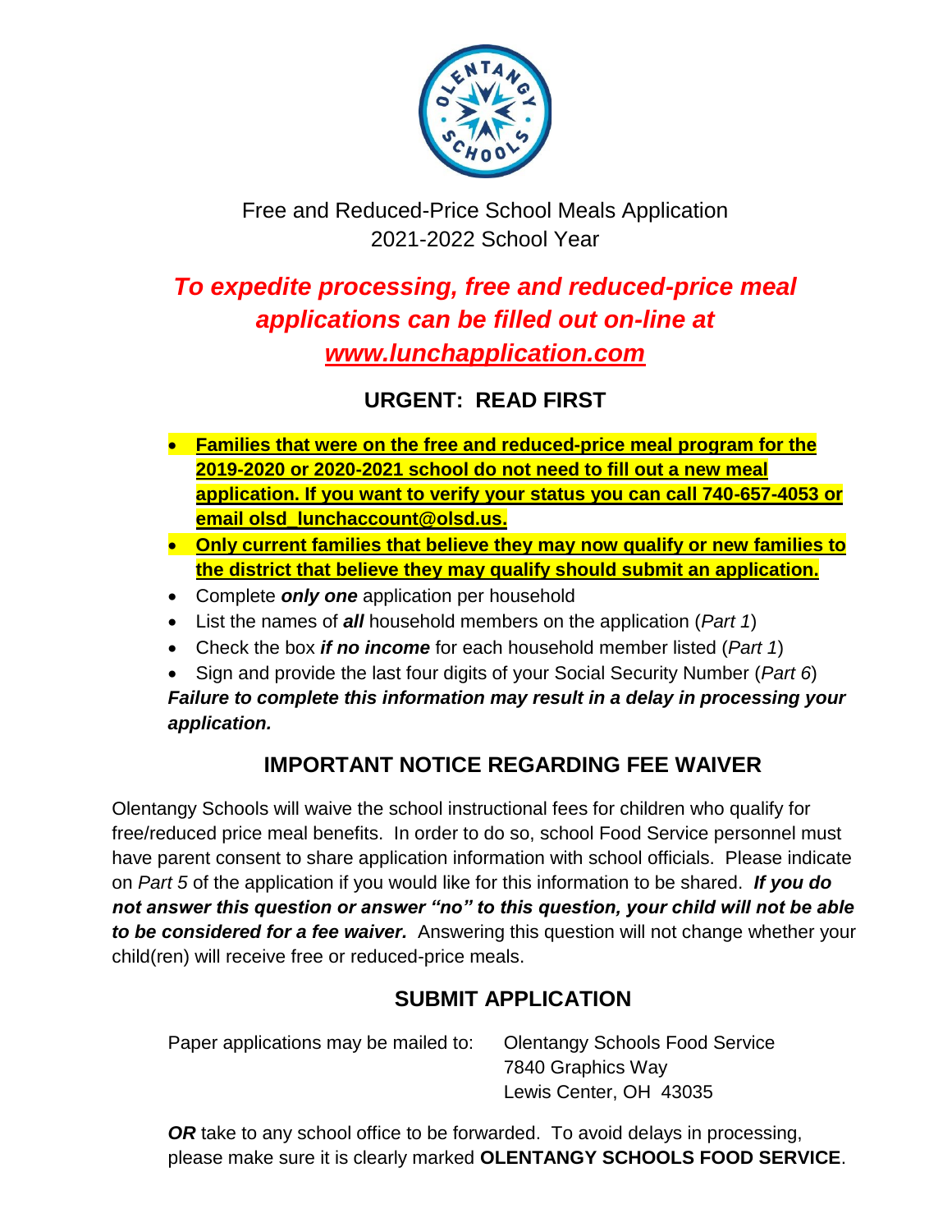# Free and Reduced-Price School Meals Application
## 2021-2022 School Year

***To expedite processing, free and reduced-price meal applications can be filled out on-line at [www.lunchapplication.com](www.lunchapplication.com)***

## URGENT: READ FIRST

- **Families that were on the free and reduced-price meal program for the 2019-2020 or 2020-2021 school do not need to fill out a new meal application. If you want to verify your status you can call 740-657-4053 or email olsd_lunchaccount@olsd.us.**
- **Only current families that believe they may now qualify or new families to the district that believe they may qualify should submit an application.**
- Complete ***only one*** application per household
- List the names of ***all*** household members on the application (*Part 1*)
- Check the box ***if no income*** for each household member listed (*Part 1*)
- Sign and provide the last four digits of your Social Security Number (*Part 6*)

***Failure to complete this information may result in a delay in processing your application.***

## IMPORTANT NOTICE REGARDING FEE WAIVER

Olentangy Schools will waive the school instructional fees for children who qualify for free/reduced price meal benefits. In order to do so, school Food Service personnel must have parent consent to share application information with school officials. Please indicate on *Part 5* of the application if you would like for this information to be shared. ***If you do not answer this question or answer "no" to this question, your child will not be able to be considered for a fee waiver.*** Answering this question will not change whether your child(ren) will receive free or reduced-price meals.

## SUBMIT APPLICATION

Paper applications may be mailed to:

Olentangy Schools Food Service
7840 Graphics Way
Lewis Center, OH 43035

***OR*** take to any school office to be forwarded. To avoid delays in processing, please make sure it is clearly marked **OLENTANGY SCHOOLS FOOD SERVICE**.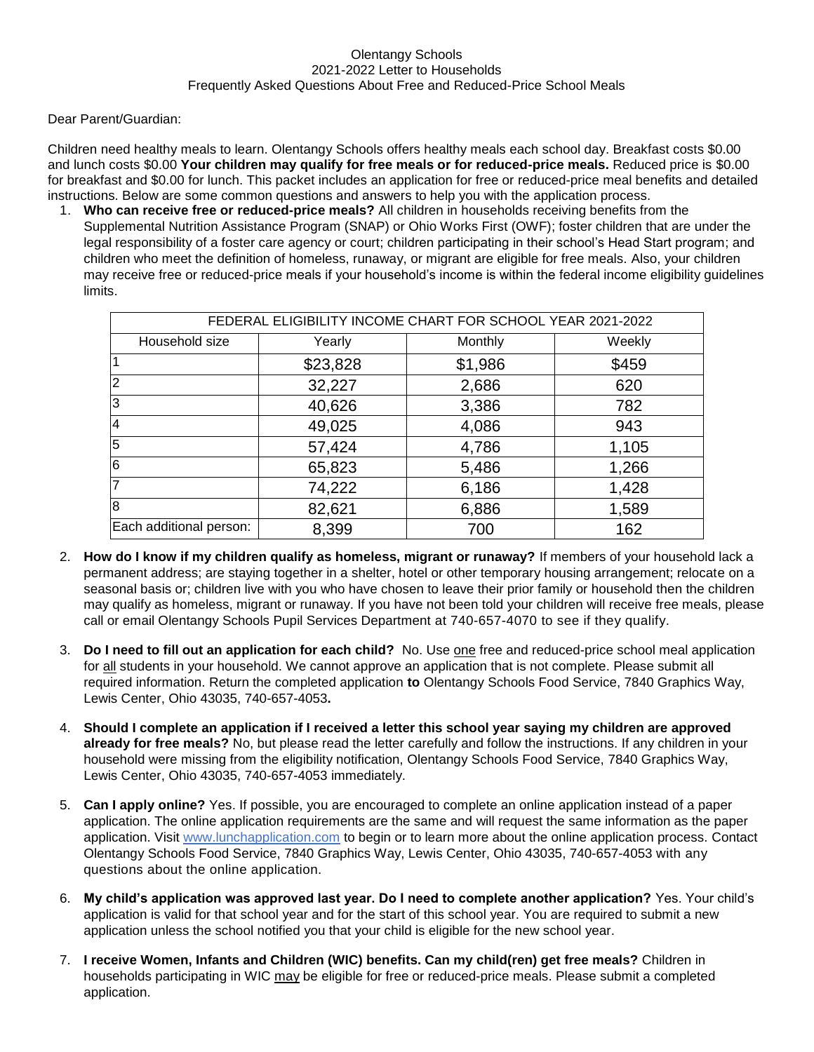Olentangy Schools
2021-2022 Letter to Households
Frequently Asked Questions About Free and Reduced-Price School Meals

Dear Parent/Guardian:

Children need healthy meals to learn. Olentangy Schools offers healthy meals each school day. Breakfast costs $0.00 and lunch costs $0.00 **Your children may qualify for free meals or for reduced-price meals.** Reduced price is $0.00 for breakfast and $0.00 for lunch. This packet includes an application for free or reduced-price meal benefits and detailed instructions. Below are some common questions and answers to help you with the application process.

1. **Who can receive free or reduced-price meals?** All children in households receiving benefits from the Supplemental Nutrition Assistance Program (SNAP) or Ohio Works First (OWF); foster children that are under the legal responsibility of a foster care agency or court; children participating in their school's Head Start program; and children who meet the definition of homeless, runaway, or migrant are eligible for free meals. Also, your children may receive free or reduced-price meals if your household's income is within the federal income eligibility guidelines limits.

| FEDERAL ELIGIBILITY INCOME CHART FOR SCHOOL YEAR 2021-2022 | | | |
|---|---|---|---|
| Household size | Yearly | Monthly | Weekly |
| 1 | $23,828 | $1,986 | $459 |
| 2 | 32,227 | 2,686 | 620 |
| 3 | 40,626 | 3,386 | 782 |
| 4 | 49,025 | 4,086 | 943 |
| 5 | 57,424 | 4,786 | 1,105 |
| 6 | 65,823 | 5,486 | 1,266 |
| 7 | 74,222 | 6,186 | 1,428 |
| 8 | 82,621 | 6,886 | 1,589 |
| Each additional person: | 8,399 | 700 | 162 |

2. **How do I know if my children qualify as homeless, migrant or runaway?** If members of your household lack a permanent address; are staying together in a shelter, hotel or other temporary housing arrangement; relocate on a seasonal basis or; children live with you who have chosen to leave their prior family or household then the children may qualify as homeless, migrant or runaway. If you have not been told your children will receive free meals, please call or email Olentangy Schools Pupil Services Department at 740-657-4070 to see if they qualify.

3. **Do I need to fill out an application for each child?** No. Use one free and reduced-price school meal application for all students in your household. We cannot approve an application that is not complete. Please submit all required information. Return the completed application **to** Olentangy Schools Food Service, 7840 Graphics Way, Lewis Center, Ohio 43035, 740-657-4053**.**

4. **Should I complete an application if I received a letter this school year saying my children are approved already for free meals?** No, but please read the letter carefully and follow the instructions. If any children in your household were missing from the eligibility notification, Olentangy Schools Food Service, 7840 Graphics Way, Lewis Center, Ohio 43035, 740-657-4053 immediately.

5. **Can I apply online?** Yes. If possible, you are encouraged to complete an online application instead of a paper application. The online application requirements are the same and will request the same information as the paper application. Visit www.lunchapplication.com to begin or to learn more about the online application process. Contact Olentangy Schools Food Service, 7840 Graphics Way, Lewis Center, Ohio 43035, 740-657-4053 with any questions about the online application.

6. **My child's application was approved last year. Do I need to complete another application?** Yes. Your child's application is valid for that school year and for the start of this school year. You are required to submit a new application unless the school notified you that your child is eligible for the new school year.

7. **I receive Women, Infants and Children (WIC) benefits. Can my child(ren) get free meals?** Children in households participating in WIC may be eligible for free or reduced-price meals. Please submit a completed application.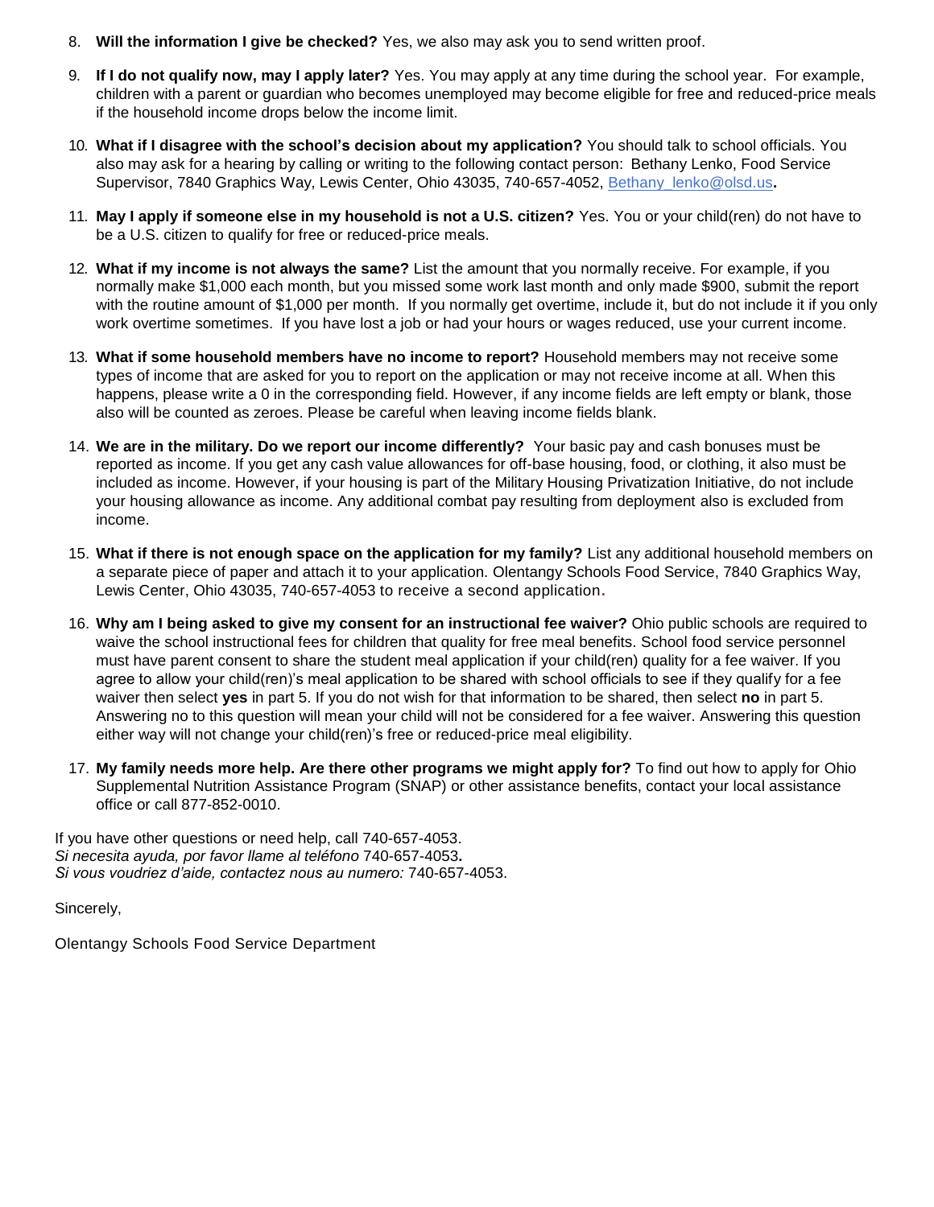8. **Will the information I give be checked?** Yes, we also may ask you to send written proof.

9. **If I do not qualify now, may I apply later?** Yes. You may apply at any time during the school year. For example, children with a parent or guardian who becomes unemployed may become eligible for free and reduced-price meals if the household income drops below the income limit.

10. **What if I disagree with the school's decision about my application?** You should talk to school officials. You also may ask for a hearing by calling or writing to the following contact person: Bethany Lenko, Food Service Supervisor, 7840 Graphics Way, Lewis Center, Ohio 43035, 740-657-4052, Bethany_lenko@olsd.us**.**

11. **May I apply if someone else in my household is not a U.S. citizen?** Yes. You or your child(ren) do not have to be a U.S. citizen to qualify for free or reduced-price meals.

12. **What if my income is not always the same?** List the amount that you normally receive. For example, if you normally make $1,000 each month, but you missed some work last month and only made $900, submit the report with the routine amount of $1,000 per month. If you normally get overtime, include it, but do not include it if you only work overtime sometimes. If you have lost a job or had your hours or wages reduced, use your current income.

13. **What if some household members have no income to report?** Household members may not receive some types of income that are asked for you to report on the application or may not receive income at all. When this happens, please write a 0 in the corresponding field. However, if any income fields are left empty or blank, those also will be counted as zeroes. Please be careful when leaving income fields blank.

14. **We are in the military. Do we report our income differently?** Your basic pay and cash bonuses must be reported as income. If you get any cash value allowances for off-base housing, food, or clothing, it also must be included as income. However, if your housing is part of the Military Housing Privatization Initiative, do not include your housing allowance as income. Any additional combat pay resulting from deployment also is excluded from income.

15. **What if there is not enough space on the application for my family?** List any additional household members on a separate piece of paper and attach it to your application. Olentangy Schools Food Service, 7840 Graphics Way, Lewis Center, Ohio 43035, 740-657-4053 to receive a second application.

16. **Why am I being asked to give my consent for an instructional fee waiver?** Ohio public schools are required to waive the school instructional fees for children that quality for free meal benefits. School food service personnel must have parent consent to share the student meal application if your child(ren) quality for a fee waiver. If you agree to allow your child(ren)'s meal application to be shared with school officials to see if they qualify for a fee waiver then select **yes** in part 5. If you do not wish for that information to be shared, then select **no** in part 5. Answering no to this question will mean your child will not be considered for a fee waiver. Answering this question either way will not change your child(ren)'s free or reduced-price meal eligibility.

17. **My family needs more help. Are there other programs we might apply for?** To find out how to apply for Ohio Supplemental Nutrition Assistance Program (SNAP) or other assistance benefits, contact your local assistance office or call 877-852-0010.

If you have other questions or need help, call 740-657-4053.
*Si necesita ayuda, por favor llame al teléfono* 740-657-4053**.**
*Si vous voudriez d'aide, contactez nous au numero:* 740-657-4053.

Sincerely,

Olentangy Schools Food Service Department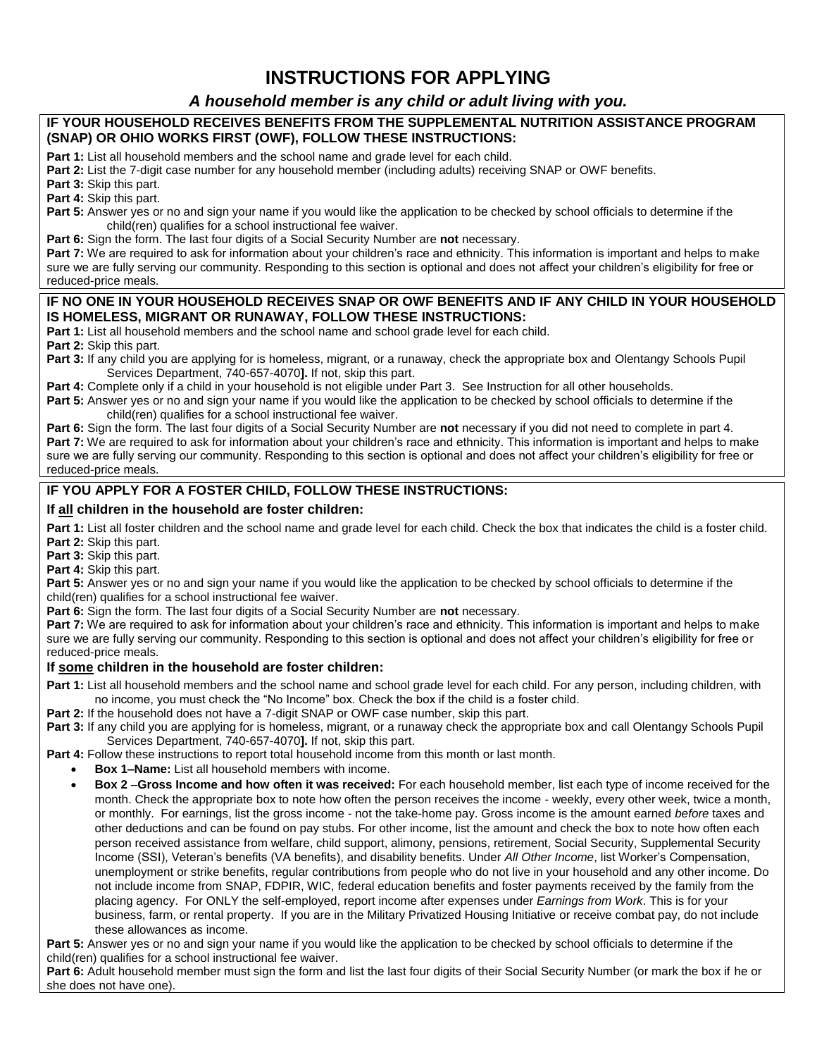# INSTRUCTIONS FOR APPLYING

### *A household member is any child or adult living with you.*

**IF YOUR HOUSEHOLD RECEIVES BENEFITS FROM THE SUPPLEMENTAL NUTRITION ASSISTANCE PROGRAM (SNAP) OR OHIO WORKS FIRST (OWF), FOLLOW THESE INSTRUCTIONS:**

**Part 1:** List all household members and the school name and grade level for each child.
**Part 2:** List the 7-digit case number for any household member (including adults) receiving SNAP or OWF benefits.
**Part 3:** Skip this part.
**Part 4:** Skip this part.
**Part 5:** Answer yes or no and sign your name if you would like the application to be checked by school officials to determine if the child(ren) qualifies for a school instructional fee waiver.
**Part 6:** Sign the form. The last four digits of a Social Security Number are **not** necessary.
**Part 7:** We are required to ask for information about your children's race and ethnicity. This information is important and helps to make sure we are fully serving our community. Responding to this section is optional and does not affect your children's eligibility for free or reduced-price meals.

**IF NO ONE IN YOUR HOUSEHOLD RECEIVES SNAP OR OWF BENEFITS AND IF ANY CHILD IN YOUR HOUSEHOLD IS HOMELESS, MIGRANT OR RUNAWAY, FOLLOW THESE INSTRUCTIONS:**

**Part 1:** List all household members and the school name and school grade level for each child.
**Part 2:** Skip this part.
**Part 3:** If any child you are applying for is homeless, migrant, or a runaway, check the appropriate box and Olentangy Schools Pupil Services Department, 740-657-4070**].** If not, skip this part.
**Part 4:** Complete only if a child in your household is not eligible under Part 3. See Instruction for all other households.
**Part 5:** Answer yes or no and sign your name if you would like the application to be checked by school officials to determine if the child(ren) qualifies for a school instructional fee waiver.
**Part 6:** Sign the form. The last four digits of a Social Security Number are **not** necessary if you did not need to complete in part 4.
**Part 7:** We are required to ask for information about your children's race and ethnicity. This information is important and helps to make sure we are fully serving our community. Responding to this section is optional and does not affect your children's eligibility for free or reduced-price meals.

**IF YOU APPLY FOR A FOSTER CHILD, FOLLOW THESE INSTRUCTIONS:**

**If all children in the household are foster children:**

**Part 1:** List all foster children and the school name and grade level for each child. Check the box that indicates the child is a foster child.
**Part 2:** Skip this part.
**Part 3:** Skip this part.
**Part 4:** Skip this part.
**Part 5:** Answer yes or no and sign your name if you would like the application to be checked by school officials to determine if the child(ren) qualifies for a school instructional fee waiver.
**Part 6:** Sign the form. The last four digits of a Social Security Number are **not** necessary.
**Part 7:** We are required to ask for information about your children's race and ethnicity. This information is important and helps to make sure we are fully serving our community. Responding to this section is optional and does not affect your children's eligibility for free or reduced-price meals.

**If some children in the household are foster children:**

**Part 1:** List all household members and the school name and school grade level for each child. For any person, including children, with no income, you must check the "No Income" box. Check the box if the child is a foster child.
**Part 2:** If the household does not have a 7-digit SNAP or OWF case number, skip this part.
**Part 3:** If any child you are applying for is homeless, migrant, or a runaway check the appropriate box and call Olentangy Schools Pupil Services Department, 740-657-4070**].** If not, skip this part.
**Part 4:** Follow these instructions to report total household income from this month or last month.

- **Box 1–Name:** List all household members with income.
- **Box 2** –**Gross Income and how often it was received:** For each household member, list each type of income received for the month. Check the appropriate box to note how often the person receives the income - weekly, every other week, twice a month, or monthly. For earnings, list the gross income - not the take-home pay. Gross income is the amount earned *before* taxes and other deductions and can be found on pay stubs. For other income, list the amount and check the box to note how often each person received assistance from welfare, child support, alimony, pensions, retirement, Social Security, Supplemental Security Income (SSI), Veteran's benefits (VA benefits), and disability benefits. Under *All Other Income*, list Worker's Compensation, unemployment or strike benefits, regular contributions from people who do not live in your household and any other income. Do not include income from SNAP, FDPIR, WIC, federal education benefits and foster payments received by the family from the placing agency. For ONLY the self-employed, report income after expenses under *Earnings from Work*. This is for your business, farm, or rental property. If you are in the Military Privatized Housing Initiative or receive combat pay, do not include these allowances as income.

**Part 5:** Answer yes or no and sign your name if you would like the application to be checked by school officials to determine if the child(ren) qualifies for a school instructional fee waiver.
**Part 6:** Adult household member must sign the form and list the last four digits of their Social Security Number (or mark the box if he or she does not have one).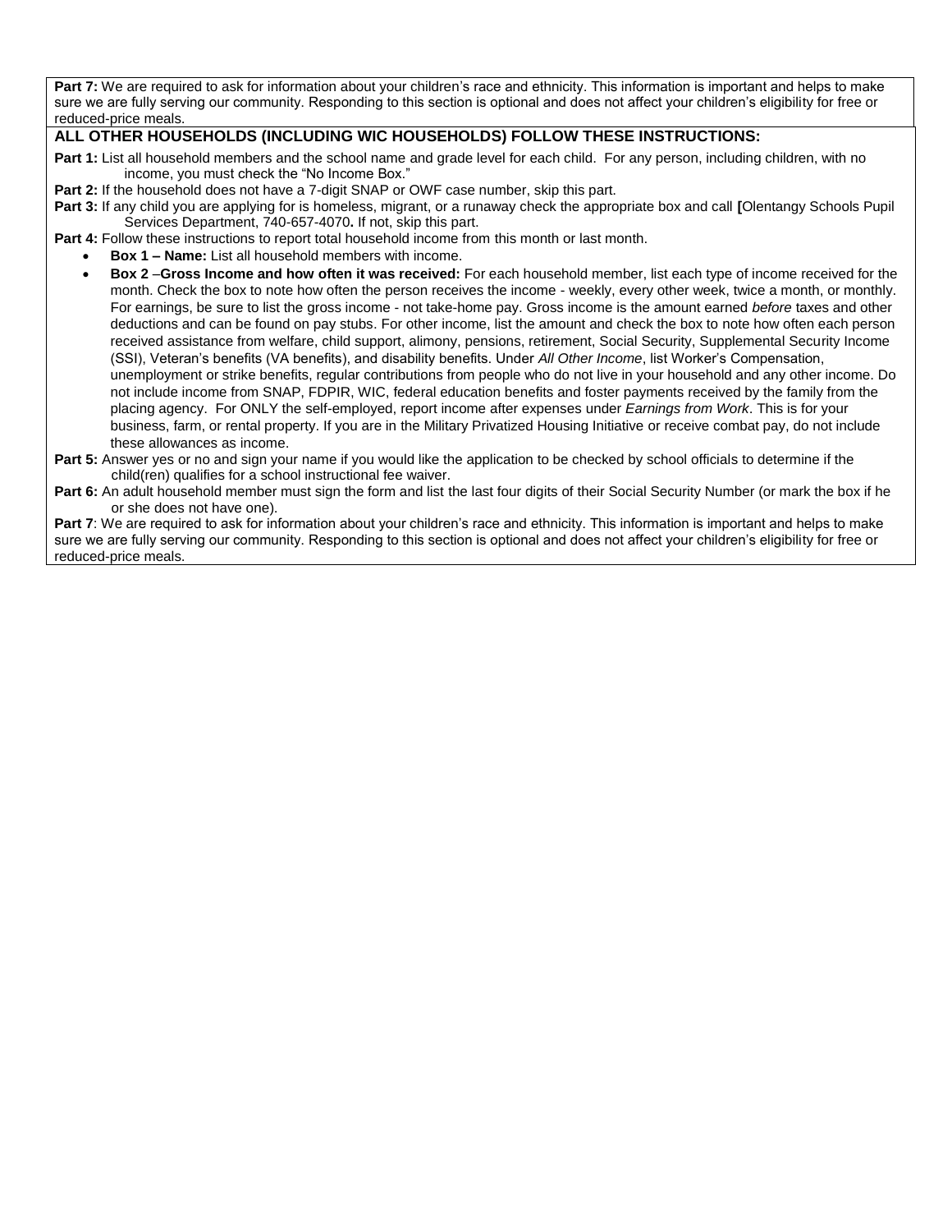**Part 7:** We are required to ask for information about your children's race and ethnicity. This information is important and helps to make sure we are fully serving our community. Responding to this section is optional and does not affect your children's eligibility for free or reduced-price meals.

**ALL OTHER HOUSEHOLDS (INCLUDING WIC HOUSEHOLDS) FOLLOW THESE INSTRUCTIONS:**

**Part 1:** List all household members and the school name and grade level for each child. For any person, including children, with no income, you must check the "No Income Box."

**Part 2:** If the household does not have a 7-digit SNAP or OWF case number, skip this part.

**Part 3:** If any child you are applying for is homeless, migrant, or a runaway check the appropriate box and call **[**Olentangy Schools Pupil Services Department, 740-657-4070**.** If not, skip this part.

**Part 4:** Follow these instructions to report total household income from this month or last month.

- **Box 1 – Name:** List all household members with income.
- **Box 2** –**Gross Income and how often it was received:** For each household member, list each type of income received for the month. Check the box to note how often the person receives the income - weekly, every other week, twice a month, or monthly. For earnings, be sure to list the gross income - not take-home pay. Gross income is the amount earned *before* taxes and other deductions and can be found on pay stubs. For other income, list the amount and check the box to note how often each person received assistance from welfare, child support, alimony, pensions, retirement, Social Security, Supplemental Security Income (SSI), Veteran's benefits (VA benefits), and disability benefits. Under *All Other Income*, list Worker's Compensation, unemployment or strike benefits, regular contributions from people who do not live in your household and any other income. Do not include income from SNAP, FDPIR, WIC, federal education benefits and foster payments received by the family from the placing agency. For ONLY the self-employed, report income after expenses under *Earnings from Work*. This is for your business, farm, or rental property. If you are in the Military Privatized Housing Initiative or receive combat pay, do not include these allowances as income.

**Part 5:** Answer yes or no and sign your name if you would like the application to be checked by school officials to determine if the child(ren) qualifies for a school instructional fee waiver.

**Part 6:** An adult household member must sign the form and list the last four digits of their Social Security Number (or mark the box if he or she does not have one).

**Part 7**: We are required to ask for information about your children's race and ethnicity. This information is important and helps to make sure we are fully serving our community. Responding to this section is optional and does not affect your children's eligibility for free or reduced-price meals.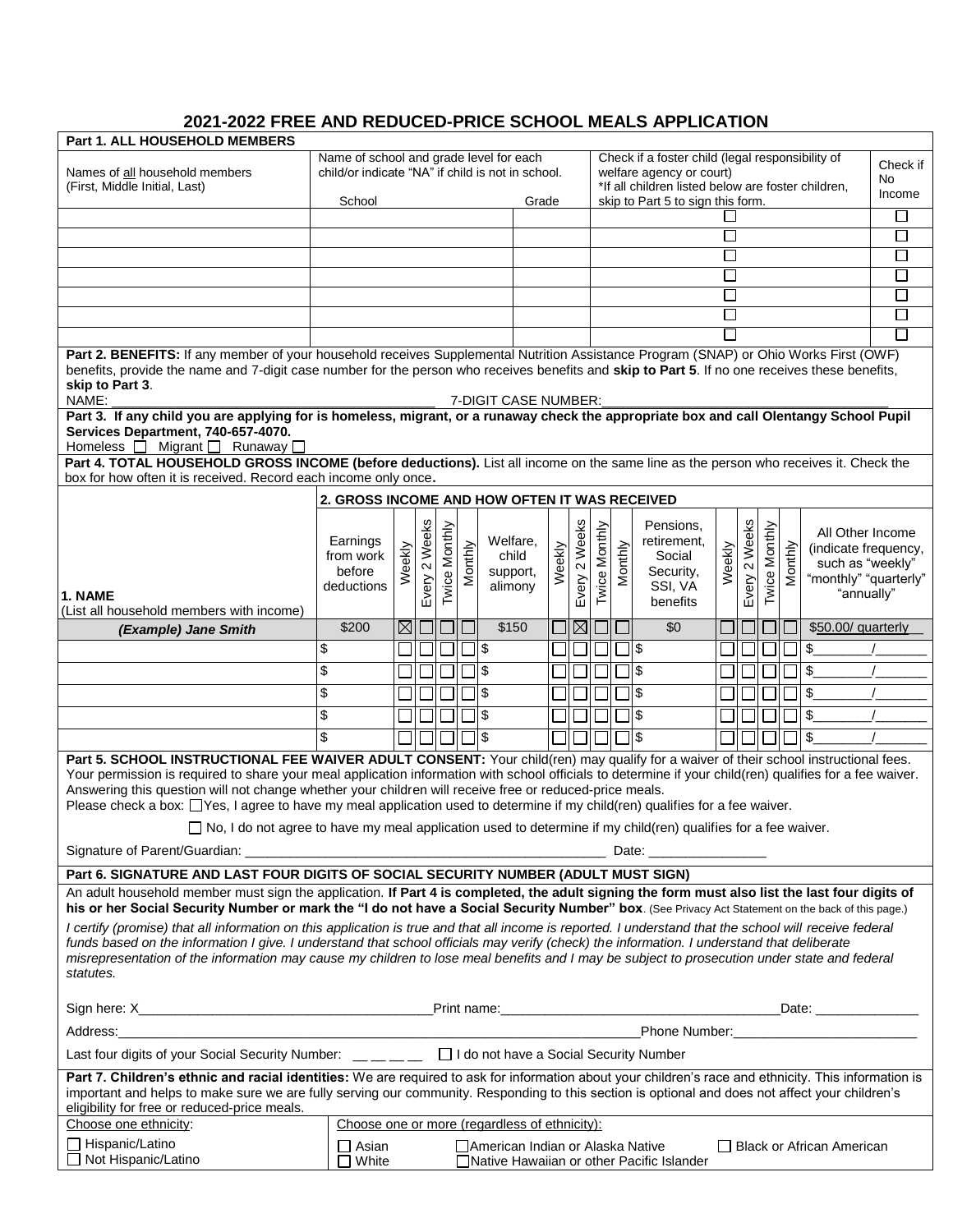# 2021-2022 FREE AND REDUCED-PRICE SCHOOL MEALS APPLICATION

## Part 1. ALL HOUSEHOLD MEMBERS

| Names of all household members (First, Middle Initial, Last) | Name of school and grade level for each child/or indicate "NA" if child is not in school. School | Grade | Check if a foster child (legal responsibility of welfare agency or court) *If all children listed below are foster children, skip to Part 5 to sign this form. | Check if No Income |
|---|---|---|---|---|
| | | | ☐ | ☐ |
| | | | ☐ | ☐ |
| | | | ☐ | ☐ |
| | | | ☐ | ☐ |
| | | | ☐ | ☐ |
| | | | ☐ | ☐ |
| | | | ☐ | ☐ |

**Part 2. BENEFITS:** If any member of your household receives Supplemental Nutrition Assistance Program (SNAP) or Ohio Works First (OWF) benefits, provide the name and 7-digit case number for the person who receives benefits and **skip to Part 5**. If no one receives these benefits, **skip to Part 3**.

NAME: ______________________________ 7-DIGIT CASE NUMBER: ______________________________

**Part 3. If any child you are applying for is homeless, migrant, or a runaway check the appropriate box and call Olentangy School Pupil Services Department, 740-657-4070.**

Homeless ☐ Migrant ☐ Runaway ☐

**Part 4. TOTAL HOUSEHOLD GROSS INCOME (before deductions).** List all income on the same line as the person who receives it. Check the box for how often it is received. Record each income only once**.**

| 1. NAME (List all household members with income) | 2. GROSS INCOME AND HOW OFTEN IT WAS RECEIVED | | | | | | | | | | | | | | | | |
|---|---|---|---|---|---|---|---|---|---|---|---|---|---|---|---|---|---|
| | Earnings from work before deductions | Weekly | Every 2 Weeks | Twice Monthly | Monthly | Welfare, child support, alimony | Weekly | Every 2 Weeks | Twice Monthly | Monthly | Pensions, retirement, Social Security, SSI, VA benefits | Weekly | Every 2 Weeks | Twice Monthly | Monthly | All Other Income (indicate frequency, such as "weekly" "monthly" "quarterly" "annually" |
| *(Example) Jane Smith* | $200 | ☒ | ☐ | ☐ | ☐ | $150 | ☐ | ☒ | ☐ | ☐ | $0 | ☐ | ☐ | ☐ | ☐ | $50.00/ quarterly |
| | $ | ☐ | ☐ | ☐ | ☐ | $ | ☐ | ☐ | ☐ | ☐ | $ | ☐ | ☐ | ☐ | ☐ | $______/______ |
| | $ | ☐ | ☐ | ☐ | ☐ | $ | ☐ | ☐ | ☐ | ☐ | $ | ☐ | ☐ | ☐ | ☐ | $______/______ |
| | $ | ☐ | ☐ | ☐ | ☐ | $ | ☐ | ☐ | ☐ | ☐ | $ | ☐ | ☐ | ☐ | ☐ | $______/______ |
| | $ | ☐ | ☐ | ☐ | ☐ | $ | ☐ | ☐ | ☐ | ☐ | $ | ☐ | ☐ | ☐ | ☐ | $______/______ |
| | $ | ☐ | ☐ | ☐ | ☐ | $ | ☐ | ☐ | ☐ | ☐ | $ | ☐ | ☐ | ☐ | ☐ | $______/______ |

**Part 5. SCHOOL INSTRUCTIONAL FEE WAIVER ADULT CONSENT:** Your child(ren) may qualify for a waiver of their school instructional fees. Your permission is required to share your meal application information with school officials to determine if your child(ren) qualifies for a fee waiver. Answering this question will not change whether your children will receive free or reduced-price meals.

Please check a box: ☐ Yes, I agree to have my meal application used to determine if my child(ren) qualifies for a fee waiver.

☐ No, I do not agree to have my meal application used to determine if my child(ren) qualifies for a fee waiver.

Signature of Parent/Guardian: ______________________________ Date: ______________

**Part 6. SIGNATURE AND LAST FOUR DIGITS OF SOCIAL SECURITY NUMBER (ADULT MUST SIGN)**

An adult household member must sign the application. **If Part 4 is completed, the adult signing the form must also list the last four digits of his or her Social Security Number or mark the "I do not have a Social Security Number" box**. (See Privacy Act Statement on the back of this page.)

*I certify (promise) that all information on this application is true and that all income is reported. I understand that the school will receive federal funds based on the information I give. I understand that school officials may verify (check) the information. I understand that deliberate misrepresentation of the information may cause my children to lose meal benefits and I may be subject to prosecution under state and federal statutes.*

Sign here: X______________________________ Print name: ______________________________ Date: ______________

Address: ____________________________________________ Phone Number: ______________________

Last four digits of your Social Security Number: __ __ __ __ ☐ I do not have a Social Security Number

**Part 7. Children's ethnic and racial identities:** We are required to ask for information about your children's race and ethnicity. This information is important and helps to make sure we are fully serving our community. Responding to this section is optional and does not affect your children's eligibility for free or reduced-price meals.

| Choose one ethnicity: | Choose one or more (regardless of ethnicity): | | |
|---|---|---|---|
| ☐ Hispanic/Latino | ☐ Asian | ☐ American Indian or Alaska Native | ☐ Black or African American |
| ☐ Not Hispanic/Latino | ☐ White | ☐ Native Hawaiian or other Pacific Islander | |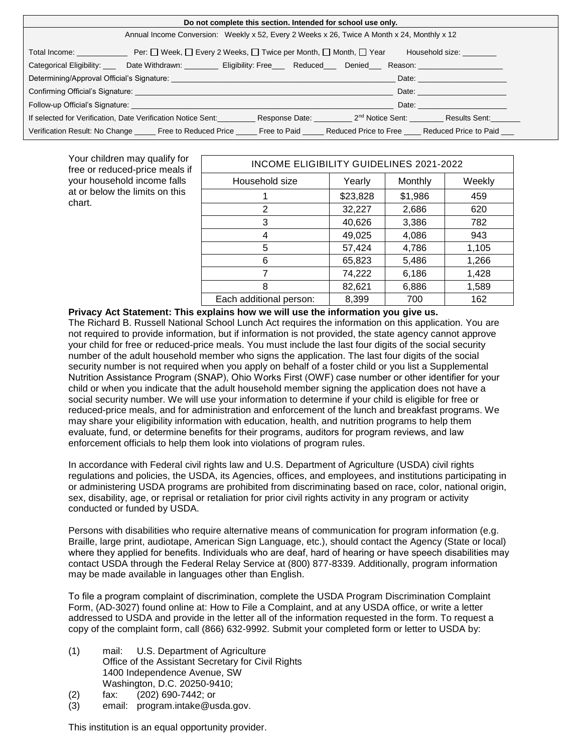**Do not complete this section. Intended for school use only.**

Annual Income Conversion: Weekly x 52, Every 2 Weeks x 26, Twice A Month x 24, Monthly x 12

Total Income: ____________ Per: ☐ Week, ☐ Every 2 Weeks, ☐ Twice per Month, ☐ Month, ☐ Year Household size: ________

Categorical Eligibility: ___ Date Withdrawn: ________ Eligibility: Free___ Reduced___ Denied___ Reason: ____________________

Determining/Approval Official's Signature: ______________________________________________________ Date: _____________________

Confirming Official's Signature: ______________________________________________________________ Date: _____________________

Follow-up Official's Signature: _______________________________________________________________ Date: _____________________

If selected for Verification, Date Verification Notice Sent:_________ Response Date: _________ 2nd Notice Sent: ________ Results Sent:_______

Verification Result: No Change _____ Free to Reduced Price _____ Free to Paid _____ Reduced Price to Free ____ Reduced Price to Paid ___

Your children may qualify for free or reduced-price meals if your household income falls at or below the limits on this chart.

| INCOME ELIGIBILITY GUIDELINES 2021-2022 | | | |
|---|---|---|---|
| Household size | Yearly | Monthly | Weekly |
| 1 | $23,828 | $1,986 | 459 |
| 2 | 32,227 | 2,686 | 620 |
| 3 | 40,626 | 3,386 | 782 |
| 4 | 49,025 | 4,086 | 943 |
| 5 | 57,424 | 4,786 | 1,105 |
| 6 | 65,823 | 5,486 | 1,266 |
| 7 | 74,222 | 6,186 | 1,428 |
| 8 | 82,621 | 6,886 | 1,589 |
| Each additional person: | 8,399 | 700 | 162 |

**Privacy Act Statement: This explains how we will use the information you give us.**

The Richard B. Russell National School Lunch Act requires the information on this application. You are not required to provide information, but if information is not provided, the state agency cannot approve your child for free or reduced-price meals. You must include the last four digits of the social security number of the adult household member who signs the application. The last four digits of the social security number is not required when you apply on behalf of a foster child or you list a Supplemental Nutrition Assistance Program (SNAP), Ohio Works First (OWF) case number or other identifier for your child or when you indicate that the adult household member signing the application does not have a social security number. We will use your information to determine if your child is eligible for free or reduced-price meals, and for administration and enforcement of the lunch and breakfast programs. We may share your eligibility information with education, health, and nutrition programs to help them evaluate, fund, or determine benefits for their programs, auditors for program reviews, and law enforcement officials to help them look into violations of program rules.

In accordance with Federal civil rights law and U.S. Department of Agriculture (USDA) civil rights regulations and policies, the USDA, its Agencies, offices, and employees, and institutions participating in or administering USDA programs are prohibited from discriminating based on race, color, national origin, sex, disability, age, or reprisal or retaliation for prior civil rights activity in any program or activity conducted or funded by USDA.

Persons with disabilities who require alternative means of communication for program information (e.g. Braille, large print, audiotape, American Sign Language, etc.), should contact the Agency (State or local) where they applied for benefits. Individuals who are deaf, hard of hearing or have speech disabilities may contact USDA through the Federal Relay Service at (800) 877-8339. Additionally, program information may be made available in languages other than English.

To file a program complaint of discrimination, complete the USDA Program Discrimination Complaint Form, (AD-3027) found online at: How to File a Complaint, and at any USDA office, or write a letter addressed to USDA and provide in the letter all of the information requested in the form. To request a copy of the complaint form, call (866) 632-9992. Submit your completed form or letter to USDA by:

(1) mail: U.S. Department of Agriculture
Office of the Assistant Secretary for Civil Rights
1400 Independence Avenue, SW
Washington, D.C. 20250-9410;

(2) fax: (202) 690-7442; or

(3) email: program.intake@usda.gov.

This institution is an equal opportunity provider.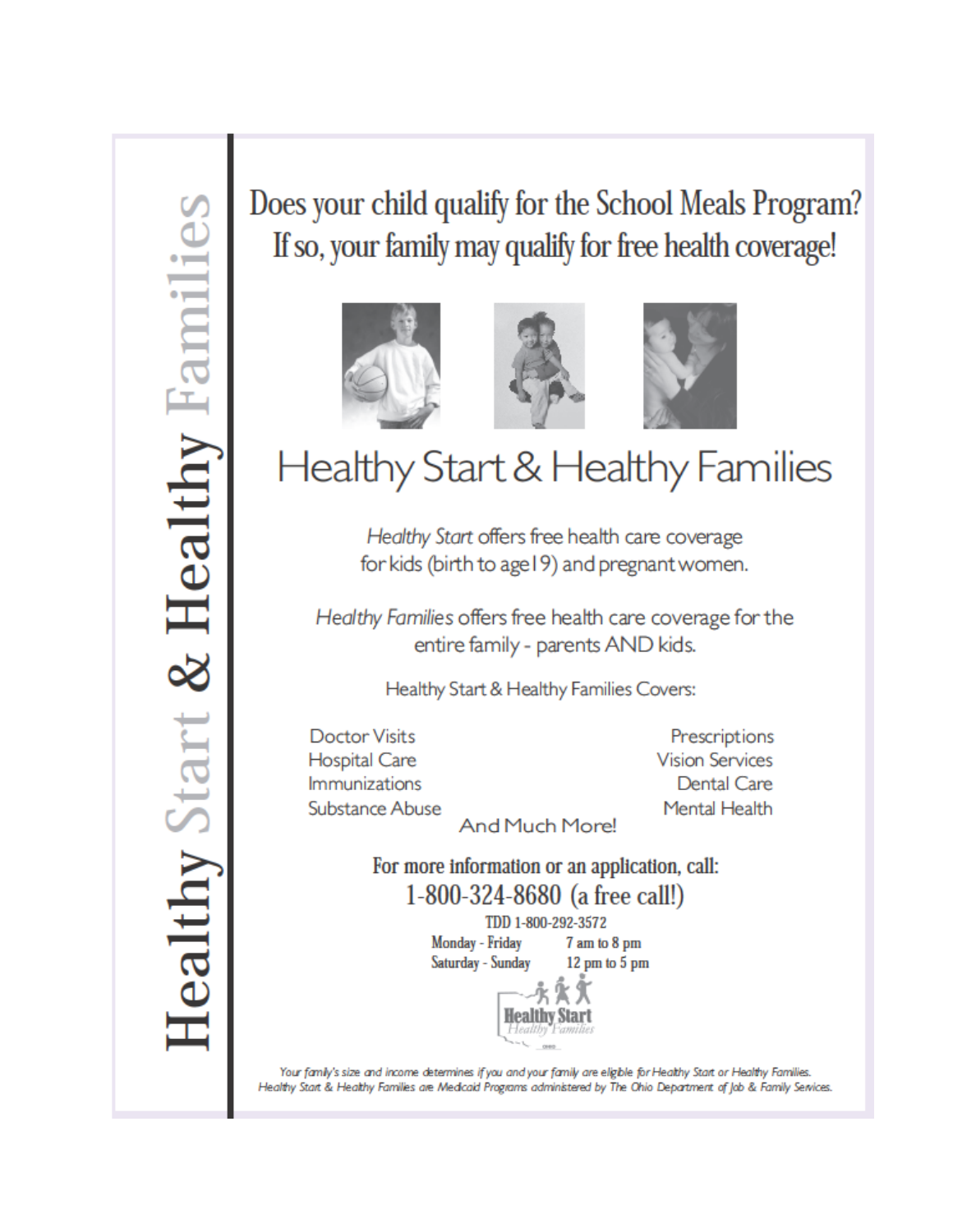Healthy Start & Healthy Families

# Does your child qualify for the School Meals Program? If so, your family may qualify for free health coverage!

## Healthy Start & Healthy Families

*Healthy Start* offers free health care coverage for kids (birth to age 19) and pregnant women.

*Healthy Families* offers free health care coverage for the entire family - parents AND kids.

Healthy Start & Healthy Families Covers:

- Doctor Visits
- Hospital Care
- Immunizations
- Substance Abuse
- Prescriptions
- Vision Services
- Dental Care
- Mental Health

And Much More!

**For more information or an application, call:**

**1-800-324-8680 (a free call!)**

TDD 1-800-292-3572

| | |
|---|---|
| Monday - Friday | 7 am to 8 pm |
| Saturday - Sunday | 12 pm to 5 pm |

Healthy Start Healthy Families

*Your family's size and income determines if you and your family are eligible for Healthy Start or Healthy Families. Healthy Start & Healthy Families are Medicaid Programs administered by The Ohio Department of Job & Family Services.*